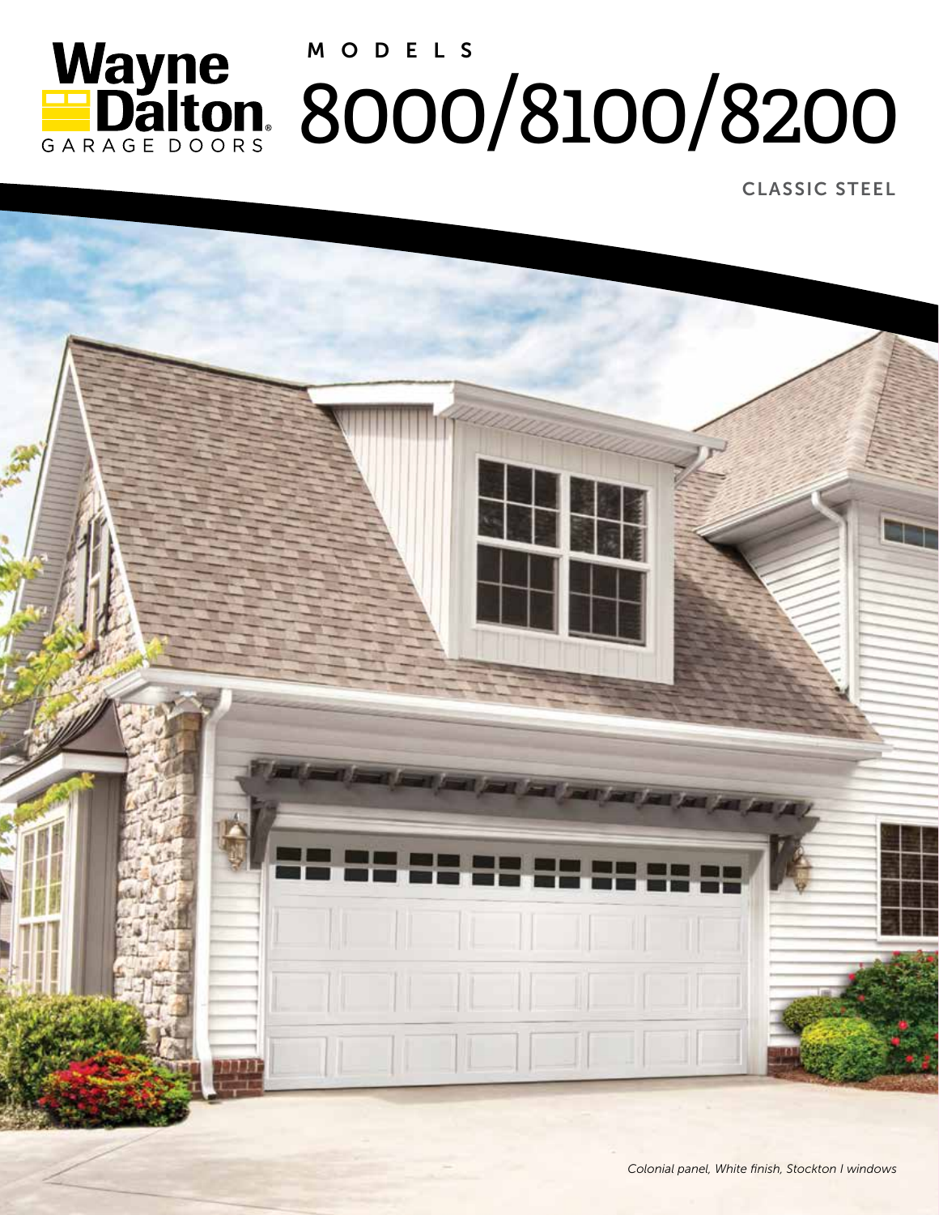Wayne Dalton

GARAGE DOORS

MODELS

# 8000/8100/8200

CLASSIC STEEL

*Colonial panel, White finish, Stockton I windows*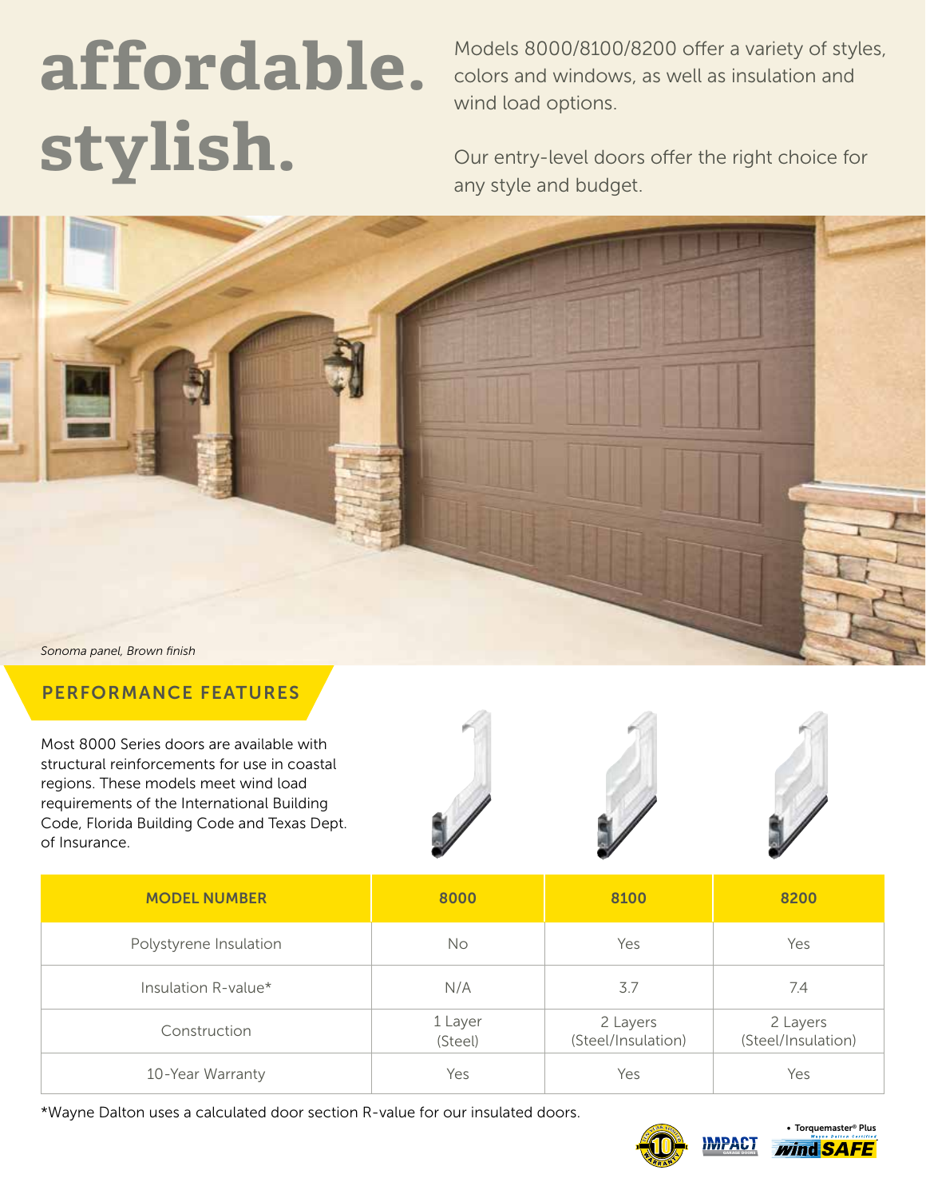# affordable. stylish.

Models 8000/8100/8200 offer a variety of styles, colors and windows, as well as insulation and wind load options.

Our entry-level doors offer the right choice for any style and budget.

*Sonoma panel, Brown finish*

## PERFORMANCE FEATURES

Most 8000 Series doors are available with structural reinforcements for use in coastal regions. These models meet wind load requirements of the International Building Code, Florida Building Code and Texas Dept. of Insurance.

| MODEL NUMBER | 8000 | 8100 | 8200 |
|---|---|---|---|
| Polystyrene Insulation | No | Yes | Yes |
| Insulation R-value* | N/A | 3.7 | 7.4 |
| Construction | 1 Layer (Steel) | 2 Layers (Steel/Insulation) | 2 Layers (Steel/Insulation) |
| 10-Year Warranty | Yes | Yes | Yes |

*Wayne Dalton uses a calculated door section R-value for our insulated doors.

• Torquemaster® Plus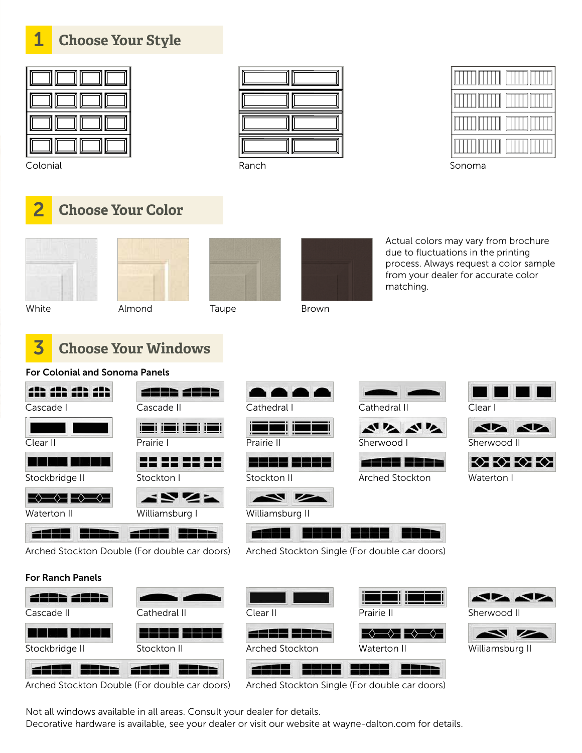## 1 Choose Your Style

Colonial

Ranch

Sonoma

## 2 Choose Your Color

White

Almond

Taupe

Brown

Actual colors may vary from brochure due to fluctuations in the printing process. Always request a color sample from your dealer for accurate color matching.

## 3 Choose Your Windows

**For Colonial and Sonoma Panels**

Cascade I

Cascade II

Cathedral I

Cathedral II

Clear I

Clear II

Prairie I

Prairie II

Sherwood I

Sherwood II

Stockbridge II

Stockton I

Stockton II

Arched Stockton

Waterton I

Waterton II

Williamsburg I

Williamsburg II

Arched Stockton Double (For double car doors)

Arched Stockton Single (For double car doors)

**For Ranch Panels**

Cascade II

Cathedral II

Clear II

Prairie II

Sherwood II

Stockbridge II

Stockton II

Arched Stockton

Waterton II

Williamsburg II

Arched Stockton Double (For double car doors)

Arched Stockton Single (For double car doors)

Not all windows available in all areas. Consult your dealer for details.
Decorative hardware is available, see your dealer or visit our website at wayne-dalton.com for details.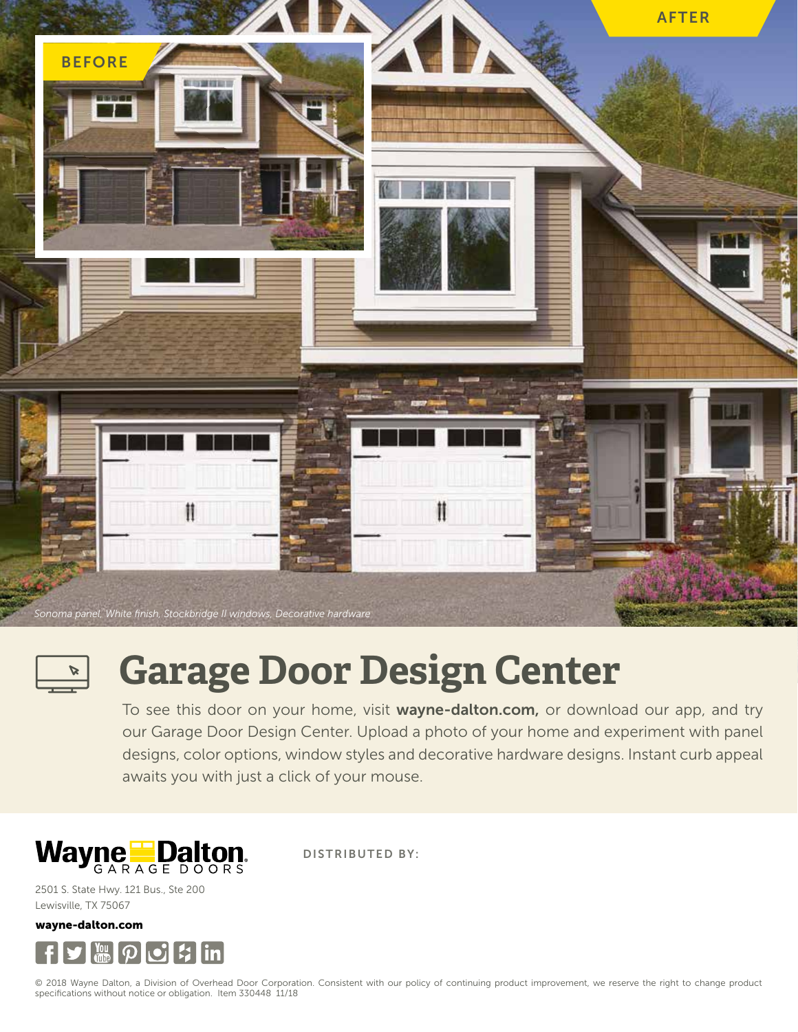BEFORE

AFTER

*Sonoma panel, White finish, Stockbridge II windows, Decorative hardware*

# Garage Door Design Center

To see this door on your home, visit **wayne-dalton.com,** or download our app, and try our Garage Door Design Center. Upload a photo of your home and experiment with panel designs, color options, window styles and decorative hardware designs. Instant curb appeal awaits you with just a click of your mouse.

Wayne Dalton GARAGE DOORS

2501 S. State Hwy. 121 Bus., Ste 200
Lewisville, TX 75067

**wayne-dalton.com**

DISTRIBUTED BY:

© 2018 Wayne Dalton, a Division of Overhead Door Corporation. Consistent with our policy of continuing product improvement, we reserve the right to change product specifications without notice or obligation. Item 330448 11/18